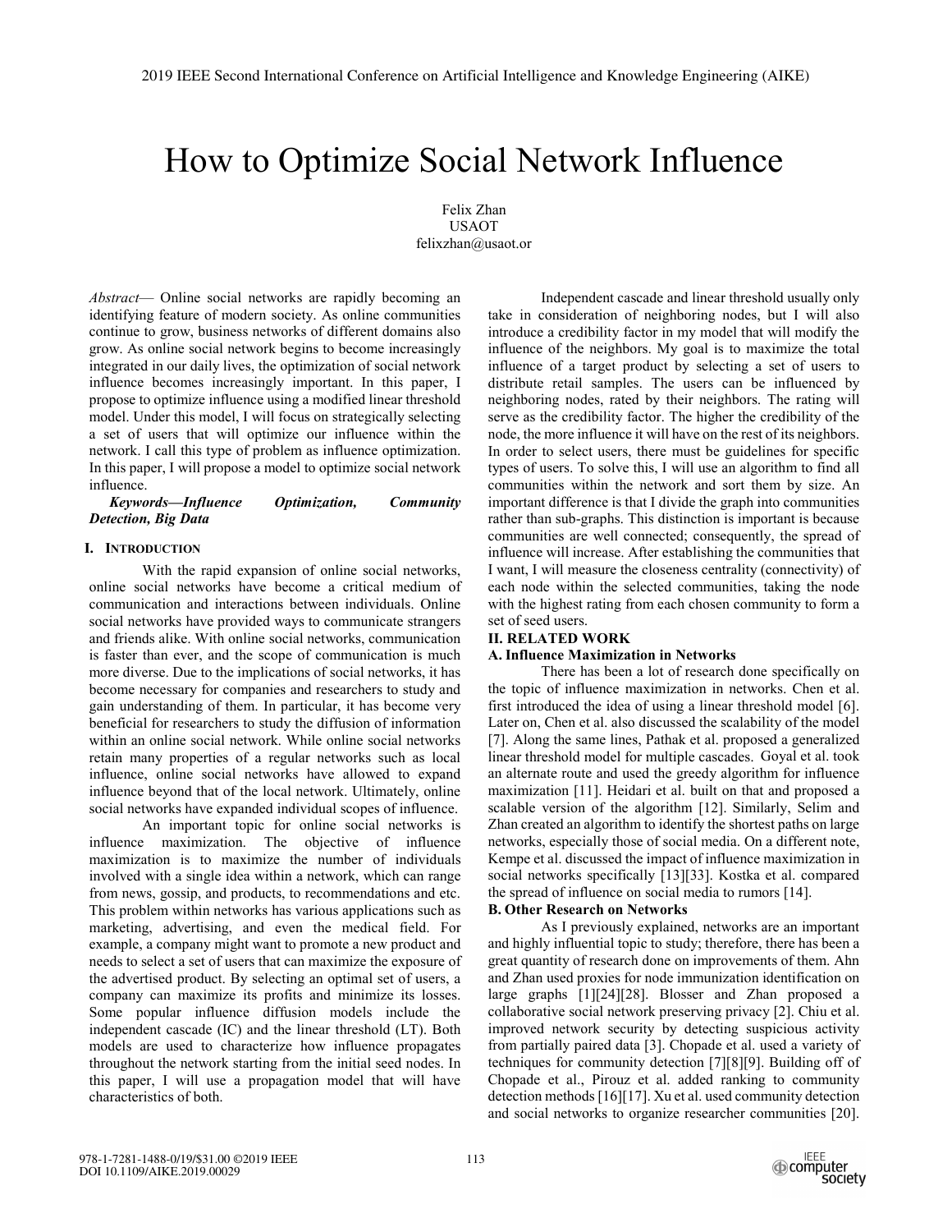# How to Optimize Social Network Influence

Felix Zhan
USAOT
felixzhan@usaot.or

*Abstract*— Online social networks are rapidly becoming an identifying feature of modern society. As online communities continue to grow, business networks of different domains also grow. As online social network begins to become increasingly integrated in our daily lives, the optimization of social network influence becomes increasingly important. In this paper, I propose to optimize influence using a modified linear threshold model. Under this model, I will focus on strategically selecting a set of users that will optimize our influence within the network. I call this type of problem as influence optimization. In this paper, I will propose a model to optimize social network influence.

***Keywords—Influence Optimization, Community Detection, Big Data***

## I. INTRODUCTION

With the rapid expansion of online social networks, online social networks have become a critical medium of communication and interactions between individuals. Online social networks have provided ways to communicate strangers and friends alike. With online social networks, communication is faster than ever, and the scope of communication is much more diverse. Due to the implications of social networks, it has become necessary for companies and researchers to study and gain understanding of them. In particular, it has become very beneficial for researchers to study the diffusion of information within an online social network. While online social networks retain many properties of a regular networks such as local influence, online social networks have allowed to expand influence beyond that of the local network. Ultimately, online social networks have expanded individual scopes of influence.

An important topic for online social networks is influence maximization. The objective of influence maximization is to maximize the number of individuals involved with a single idea within a network, which can range from news, gossip, and products, to recommendations and etc. This problem within networks has various applications such as marketing, advertising, and even the medical field. For example, a company might want to promote a new product and needs to select a set of users that can maximize the exposure of the advertised product. By selecting an optimal set of users, a company can maximize its profits and minimize its losses. Some popular influence diffusion models include the independent cascade (IC) and the linear threshold (LT). Both models are used to characterize how influence propagates throughout the network starting from the initial seed nodes. In this paper, I will use a propagation model that will have characteristics of both.

Independent cascade and linear threshold usually only take in consideration of neighboring nodes, but I will also introduce a credibility factor in my model that will modify the influence of the neighbors. My goal is to maximize the total influence of a target product by selecting a set of users to distribute retail samples. The users can be influenced by neighboring nodes, rated by their neighbors. The rating will serve as the credibility factor. The higher the credibility of the node, the more influence it will have on the rest of its neighbors. In order to select users, there must be guidelines for specific types of users. To solve this, I will use an algorithm to find all communities within the network and sort them by size. An important difference is that I divide the graph into communities rather than sub-graphs. This distinction is important is because communities are well connected; consequently, the spread of influence will increase. After establishing the communities that I want, I will measure the closeness centrality (connectivity) of each node within the selected communities, taking the node with the highest rating from each chosen community to form a set of seed users.

## II. RELATED WORK

### A. Influence Maximization in Networks

There has been a lot of research done specifically on the topic of influence maximization in networks. Chen et al. first introduced the idea of using a linear threshold model [6]. Later on, Chen et al. also discussed the scalability of the model [7]. Along the same lines, Pathak et al. proposed a generalized linear threshold model for multiple cascades. Goyal et al. took an alternate route and used the greedy algorithm for influence maximization [11]. Heidari et al. built on that and proposed a scalable version of the algorithm [12]. Similarly, Selim and Zhan created an algorithm to identify the shortest paths on large networks, especially those of social media. On a different note, Kempe et al. discussed the impact of influence maximization in social networks specifically [13][33]. Kostka et al. compared the spread of influence on social media to rumors [14].

### B. Other Research on Networks

As I previously explained, networks are an important and highly influential topic to study; therefore, there has been a great quantity of research done on improvements of them. Ahn and Zhan used proxies for node immunization identification on large graphs [1][24][28]. Blosser and Zhan proposed a collaborative social network preserving privacy [2]. Chiu et al. improved network security by detecting suspicious activity from partially paired data [3]. Chopade et al. used a variety of techniques for community detection [7][8][9]. Building off of Chopade et al., Pirouz et al. added ranking to community detection methods [16][17]. Xu et al. used community detection and social networks to organize researcher communities [20].

978-1-7281-1488-0/19/$31.00 ©2019 IEEE
DOI 10.1109/AIKE.2019.00029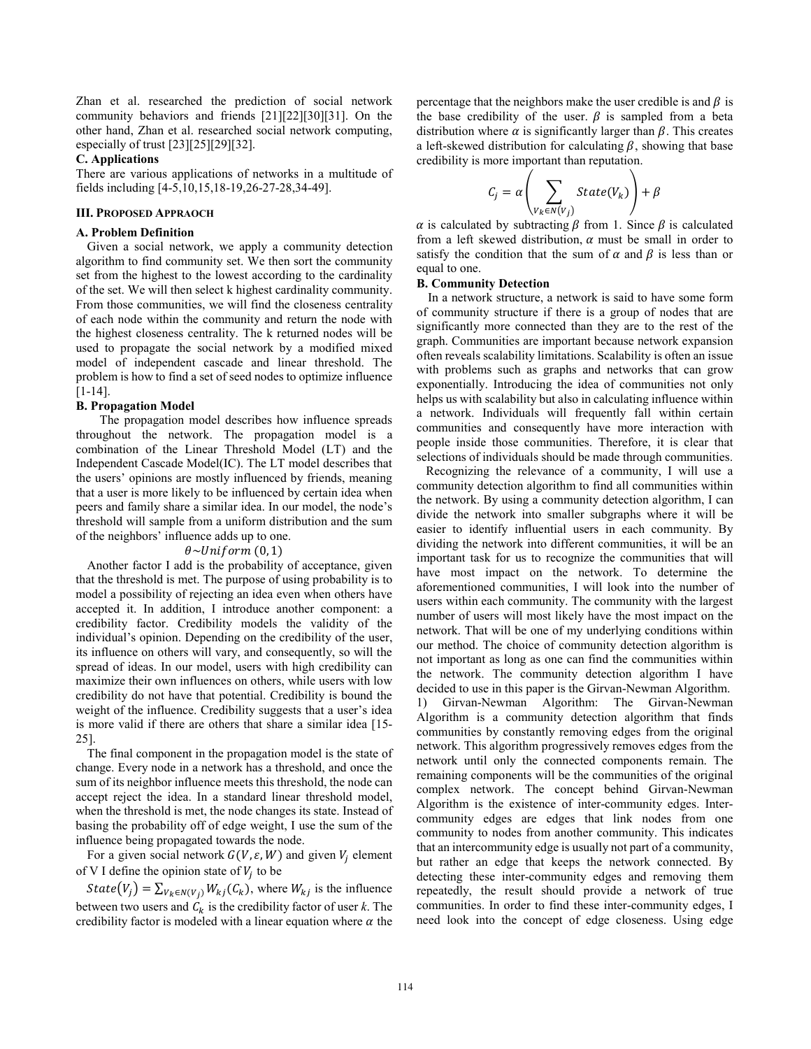Zhan et al. researched the prediction of social network community behaviors and friends [21][22][30][31]. On the other hand, Zhan et al. researched social network computing, especially of trust [23][25][29][32].

### C. Applications

There are various applications of networks in a multitude of fields including [4-5,10,15,18-19,26-27-28,34-49].

## III. Proposed Appraoch

### A. Problem Definition

Given a social network, we apply a community detection algorithm to find community set. We then sort the community set from the highest to the lowest according to the cardinality of the set. We will then select k highest cardinality community. From those communities, we will find the closeness centrality of each node within the community and return the node with the highest closeness centrality. The k returned nodes will be used to propagate the social network by a modified mixed model of independent cascade and linear threshold. The problem is how to find a set of seed nodes to optimize influence [1-14].

### B. Propagation Model

The propagation model describes how influence spreads throughout the network. The propagation model is a combination of the Linear Threshold Model (LT) and the Independent Cascade Model(IC). The LT model describes that the users' opinions are mostly influenced by friends, meaning that a user is more likely to be influenced by certain idea when peers and family share a similar idea. In our model, the node's threshold will sample from a uniform distribution and the sum of the neighbors' influence adds up to one.

$$\theta \sim Uniform\ (0, 1)$$

Another factor I add is the probability of acceptance, given that the threshold is met. The purpose of using probability is to model a possibility of rejecting an idea even when others have accepted it. In addition, I introduce another component: a credibility factor. Credibility models the validity of the individual's opinion. Depending on the credibility of the user, its influence on others will vary, and consequently, so will the spread of ideas. In our model, users with high credibility can maximize their own influences on others, while users with low credibility do not have that potential. Credibility is bound the weight of the influence. Credibility suggests that a user's idea is more valid if there are others that share a similar idea [15-25].

The final component in the propagation model is the state of change. Every node in a network has a threshold, and once the sum of its neighbor influence meets this threshold, the node can accept reject the idea. In a standard linear threshold model, when the threshold is met, the node changes its state. Instead of basing the probability off of edge weight, I use the sum of the influence being propagated towards the node.

For a given social network $G(V, \varepsilon, W)$ and given $V_j$ element of V I define the opinion state of $V_j$ to be

$State(V_j) = \sum_{V_k \in N(V_j)} W_{kj}(C_k)$, where $W_{kj}$ is the influence between two users and $C_k$ is the credibility factor of user *k*. The credibility factor is modeled with a linear equation where $\alpha$ the percentage that the neighbors make the user credible is and $\beta$ is the base credibility of the user. $\beta$ is sampled from a beta distribution where $\alpha$ is significantly larger than $\beta$. This creates a left-skewed distribution for calculating $\beta$, showing that base credibility is more important than reputation.

$$C_j = \alpha \left( \sum_{V_k \in N(V_j)} State(V_k) \right) + \beta$$

$\alpha$ is calculated by subtracting $\beta$ from 1. Since $\beta$ is calculated from a left skewed distribution, $\alpha$ must be small in order to satisfy the condition that the sum of $\alpha$ and $\beta$ is less than or equal to one.

### B. Community Detection

In a network structure, a network is said to have some form of community structure if there is a group of nodes that are significantly more connected than they are to the rest of the graph. Communities are important because network expansion often reveals scalability limitations. Scalability is often an issue with problems such as graphs and networks that can grow exponentially. Introducing the idea of communities not only helps us with scalability but also in calculating influence within a network. Individuals will frequently fall within certain communities and consequently have more interaction with people inside those communities. Therefore, it is clear that selections of individuals should be made through communities.

Recognizing the relevance of a community, I will use a community detection algorithm to find all communities within the network. By using a community detection algorithm, I can divide the network into smaller subgraphs where it will be easier to identify influential users in each community. By dividing the network into different communities, it will be an important task for us to recognize the communities that will have most impact on the network. To determine the aforementioned communities, I will look into the number of users within each community. The community with the largest number of users will most likely have the most impact on the network. That will be one of my underlying conditions within our method. The choice of community detection algorithm is not important as long as one can find the communities within the network. The community detection algorithm I have decided to use in this paper is the Girvan-Newman Algorithm.

1) Girvan-Newman Algorithm: The Girvan-Newman Algorithm is a community detection algorithm that finds communities by constantly removing edges from the original network. This algorithm progressively removes edges from the network until only the connected components remain. The remaining components will be the communities of the original complex network. The concept behind Girvan-Newman Algorithm is the existence of inter-community edges. Inter-community edges are edges that link nodes from one community to nodes from another community. This indicates that an intercommunity edge is usually not part of a community, but rather an edge that keeps the network connected. By detecting these inter-community edges and removing them repeatedly, the result should provide a network of true communities. In order to find these inter-community edges, I need look into the concept of edge closeness. Using edge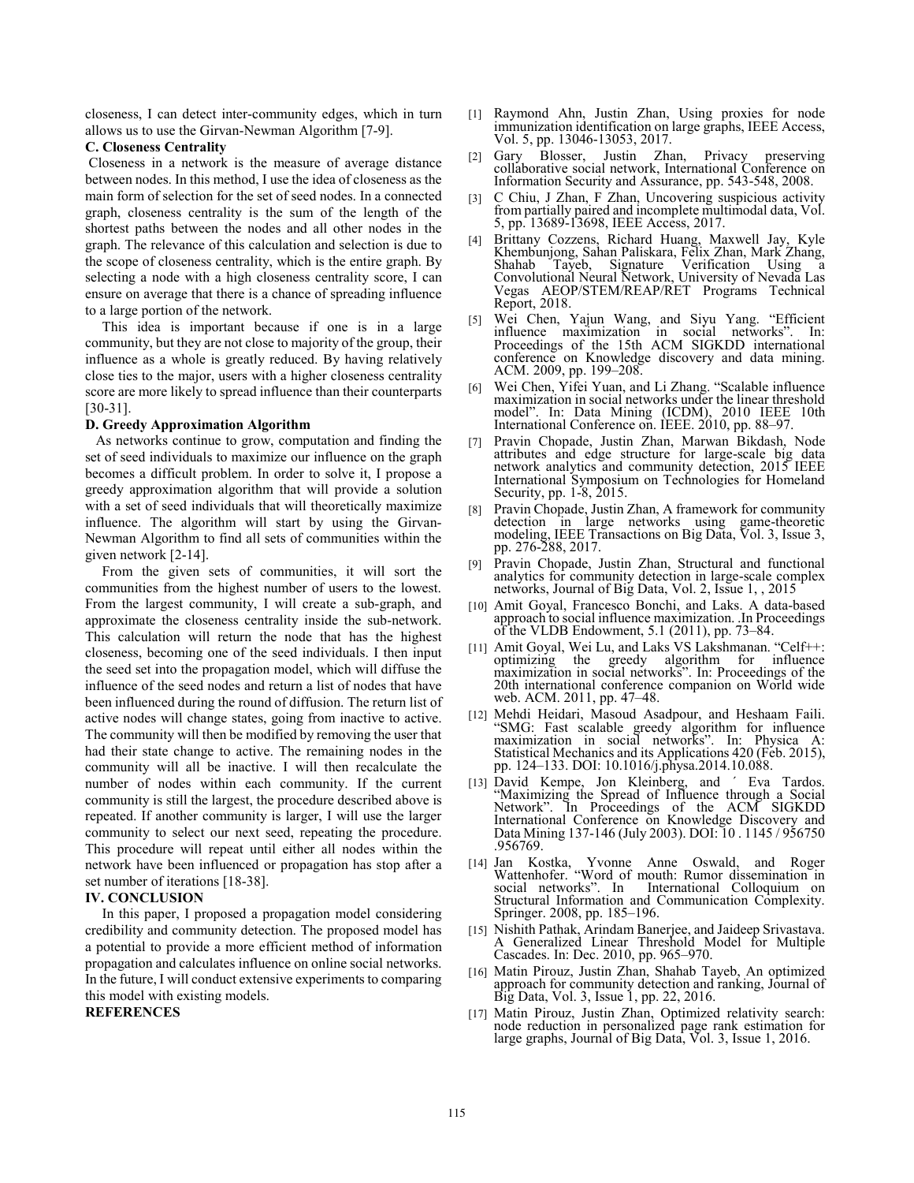closeness, I can detect inter-community edges, which in turn allows us to use the Girvan-Newman Algorithm [7-9].

### C. Closeness Centrality

Closeness in a network is the measure of average distance between nodes. In this method, I use the idea of closeness as the main form of selection for the set of seed nodes. In a connected graph, closeness centrality is the sum of the length of the shortest paths between the nodes and all other nodes in the graph. The relevance of this calculation and selection is due to the scope of closeness centrality, which is the entire graph. By selecting a node with a high closeness centrality score, I can ensure on average that there is a chance of spreading influence to a large portion of the network.

This idea is important because if one is in a large community, but they are not close to majority of the group, their influence as a whole is greatly reduced. By having relatively close ties to the major, users with a higher closeness centrality score are more likely to spread influence than their counterparts [30-31].

### D. Greedy Approximation Algorithm

As networks continue to grow, computation and finding the set of seed individuals to maximize our influence on the graph becomes a difficult problem. In order to solve it, I propose a greedy approximation algorithm that will provide a solution with a set of seed individuals that will theoretically maximize influence. The algorithm will start by using the Girvan-Newman Algorithm to find all sets of communities within the given network [2-14].

From the given sets of communities, it will sort the communities from the highest number of users to the lowest. From the largest community, I will create a sub-graph, and approximate the closeness centrality inside the sub-network. This calculation will return the node that has the highest closeness, becoming one of the seed individuals. I then input the seed set into the propagation model, which will diffuse the influence of the seed nodes and return a list of nodes that have been influenced during the round of diffusion. The return list of active nodes will change states, going from inactive to active. The community will then be modified by removing the user that had their state change to active. The remaining nodes in the community will all be inactive. I will then recalculate the number of nodes within each community. If the current community is still the largest, the procedure described above is repeated. If another community is larger, I will use the larger community to select our next seed, repeating the procedure. This procedure will repeat until either all nodes within the network have been influenced or propagation has stop after a set number of iterations [18-38].

## IV. CONCLUSION

In this paper, I proposed a propagation model considering credibility and community detection. The proposed model has a potential to provide a more efficient method of information propagation and calculates influence on online social networks. In the future, I will conduct extensive experiments to comparing this model with existing models.

## REFERENCES

[1] Raymond Ahn, Justin Zhan, Using proxies for node immunization identification on large graphs, IEEE Access, Vol. 5, pp. 13046-13053, 2017.

[2] Gary Blosser, Justin Zhan, Privacy preserving collaborative social network, International Conference on Information Security and Assurance, pp. 543-548, 2008.

[3] C Chiu, J Zhan, F Zhan, Uncovering suspicious activity from partially paired and incomplete multimodal data, Vol. 5, pp. 13689-13698, IEEE Access, 2017.

[4] Brittany Cozzens, Richard Huang, Maxwell Jay, Kyle Khembunjong, Sahan Paliskara, Felix Zhan, Mark Zhang, Shahab Tayeb, Signature Verification Using a Convolutional Neural Network, University of Nevada Las Vegas AEOP/STEM/REAP/RET Programs Technical Report, 2018.

[5] Wei Chen, Yajun Wang, and Siyu Yang. "Efficient influence maximization in social networks". In: Proceedings of the 15th ACM SIGKDD international conference on Knowledge discovery and data mining. ACM. 2009, pp. 199–208.

[6] Wei Chen, Yifei Yuan, and Li Zhang. "Scalable influence maximization in social networks under the linear threshold model". In: Data Mining (ICDM), 2010 IEEE 10th International Conference on. IEEE. 2010, pp. 88–97.

[7] Pravin Chopade, Justin Zhan, Marwan Bikdash, Node attributes and edge structure for large-scale big data network analytics and community detection, 2015 IEEE International Symposium on Technologies for Homeland Security, pp. 1-8, 2015.

[8] Pravin Chopade, Justin Zhan, A framework for community detection in large networks using game-theoretic modeling, IEEE Transactions on Big Data, Vol. 3, Issue 3, pp. 276-288, 2017.

[9] Pravin Chopade, Justin Zhan, Structural and functional analytics for community detection in large-scale complex networks, Journal of Big Data, Vol. 2, Issue 1, , 2015

[10] Amit Goyal, Francesco Bonchi, and Laks. A data-based approach to social influence maximization. .In Proceedings of the VLDB Endowment, 5.1 (2011), pp. 73–84.

[11] Amit Goyal, Wei Lu, and Laks VS Lakshmanan. "Celf++: optimizing the greedy algorithm for influence maximization in social networks". In: Proceedings of the 20th international conference companion on World wide web. ACM. 2011, pp. 47–48.

[12] Mehdi Heidari, Masoud Asadpour, and Heshaam Faili. "SMG: Fast scalable greedy algorithm for influence maximization in social networks". In: Physica A: Statistical Mechanics and its Applications 420 (Feb. 2015), pp. 124–133. DOI: 10.1016/j.physa.2014.10.088.

[13] David Kempe, Jon Kleinberg, and ´ Eva Tardos. "Maximizing the Spread of Influence through a Social Network". In Proceedings of the ACM SIGKDD International Conference on Knowledge Discovery and Data Mining 137-146 (July 2003). DOI: 10 . 1145 / 956750 .956769.

[14] Jan Kostka, Yvonne Anne Oswald, and Roger Wattenhofer. "Word of mouth: Rumor dissemination in social networks". In International Colloquium on Structural Information and Communication Complexity. Springer. 2008, pp. 185–196.

[15] Nishith Pathak, Arindam Banerjee, and Jaideep Srivastava. A Generalized Linear Threshold Model for Multiple Cascades. In: Dec. 2010, pp. 965–970.

[16] Matin Pirouz, Justin Zhan, Shahab Tayeb, An optimized approach for community detection and ranking, Journal of Big Data, Vol. 3, Issue 1, pp. 22, 2016.

[17] Matin Pirouz, Justin Zhan, Optimized relativity search: node reduction in personalized page rank estimation for large graphs, Journal of Big Data, Vol. 3, Issue 1, 2016.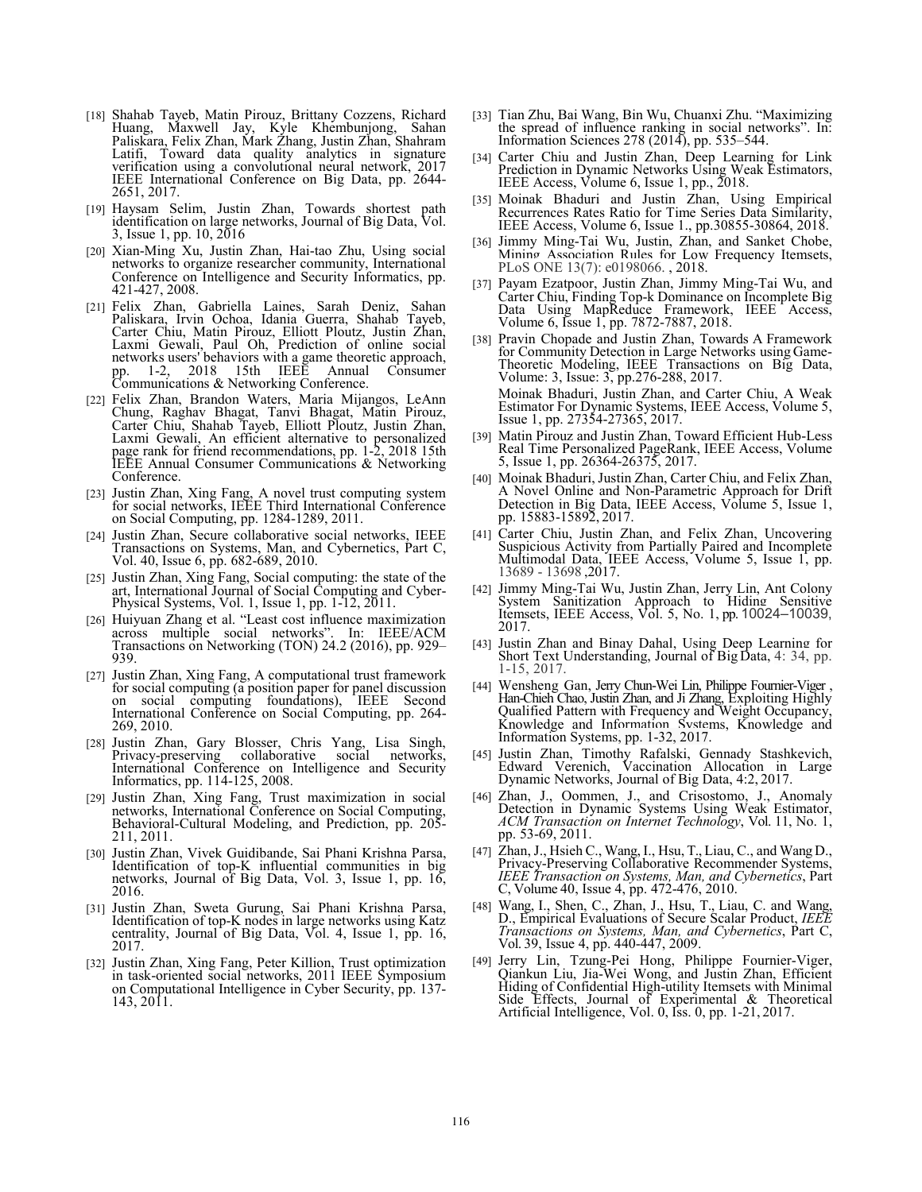[18] Shahab Tayeb, Matin Pirouz, Brittany Cozzens, Richard Huang, Maxwell Jay, Kyle Khembunjong, Sahan Paliskara, Felix Zhan, Mark Zhang, Justin Zhan, Shahram Latifi, Toward data quality analytics in signature verification using a convolutional neural network, 2017 IEEE International Conference on Big Data, pp. 2644-2651, 2017.

[19] Haysam Selim, Justin Zhan, Towards shortest path identification on large networks, Journal of Big Data, Vol. 3, Issue 1, pp. 10, 2016

[20] Xian-Ming Xu, Justin Zhan, Hai-tao Zhu, Using social networks to organize researcher community, International Conference on Intelligence and Security Informatics, pp. 421-427, 2008.

[21] Felix Zhan, Gabriella Laines, Sarah Deniz, Sahan Paliskara, Irvin Ochoa, Idania Guerra, Shahab Tayeb, Carter Chiu, Matin Pirouz, Elliott Ploutz, Justin Zhan, Laxmi Gewali, Paul Oh, Prediction of online social networks users' behaviors with a game theoretic approach, pp. 1-2, 2018 15th IEEE Annual Consumer Communications & Networking Conference.

[22] Felix Zhan, Brandon Waters, Maria Mijangos, LeAnn Chung, Raghav Bhagat, Tanvi Bhagat, Matin Pirouz, Carter Chiu, Shahab Tayeb, Elliott Ploutz, Justin Zhan, Laxmi Gewali, An efficient alternative to personalized page rank for friend recommendations, pp. 1-2, 2018 15th IEEE Annual Consumer Communications & Networking Conference.

[23] Justin Zhan, Xing Fang, A novel trust computing system for social networks, IEEE Third International Conference on Social Computing, pp. 1284-1289, 2011.

[24] Justin Zhan, Secure collaborative social networks, IEEE Transactions on Systems, Man, and Cybernetics, Part C, Vol. 40, Issue 6, pp. 682-689, 2010.

[25] Justin Zhan, Xing Fang, Social computing: the state of the art, International Journal of Social Computing and Cyber-Physical Systems, Vol. 1, Issue 1, pp. 1-12, 2011.

[26] Huiyuan Zhang et al. "Least cost influence maximization across multiple social networks". In: IEEE/ACM Transactions on Networking (TON) 24.2 (2016), pp. 929–939.

[27] Justin Zhan, Xing Fang, A computational trust framework for social computing (a position paper for panel discussion on social computing foundations), IEEE Second International Conference on Social Computing, pp. 264-269, 2010.

[28] Justin Zhan, Gary Blosser, Chris Yang, Lisa Singh, Privacy-preserving collaborative social networks, International Conference on Intelligence and Security Informatics, pp. 114-125, 2008.

[29] Justin Zhan, Xing Fang, Trust maximization in social networks, International Conference on Social Computing, Behavioral-Cultural Modeling, and Prediction, pp. 205-211, 2011.

[30] Justin Zhan, Vivek Guidibande, Sai Phani Krishna Parsa, Identification of top-K influential communities in big networks, Journal of Big Data, Vol. 3, Issue 1, pp. 16, 2016.

[31] Justin Zhan, Sweta Gurung, Sai Phani Krishna Parsa, Identification of top-K nodes in large networks using Katz centrality, Journal of Big Data, Vol. 4, Issue 1, pp. 16, 2017.

[32] Justin Zhan, Xing Fang, Peter Killion, Trust optimization in task-oriented social networks, 2011 IEEE Symposium on Computational Intelligence in Cyber Security, pp. 137-143, 2011.

[33] Tian Zhu, Bai Wang, Bin Wu, Chuanxi Zhu. "Maximizing the spread of influence ranking in social networks". In: Information Sciences 278 (2014), pp. 535–544.

[34] Carter Chiu and Justin Zhan, Deep Learning for Link Prediction in Dynamic Networks Using Weak Estimators, IEEE Access, Volume 6, Issue 1, pp., 2018.

[35] Moinak Bhaduri and Justin Zhan, Using Empirical Recurrences Rates Ratio for Time Series Data Similarity, IEEE Access, Volume 6, Issue 1., pp.30855-30864, 2018.

[36] Jimmy Ming-Tai Wu, Justin, Zhan, and Sanket Chobe, Mining Association Rules for Low Frequency Itemsets, PLoS ONE 13(7): e0198066. , 2018.

[37] Payam Ezatpoor, Justin Zhan, Jimmy Ming-Tai Wu, and Carter Chiu, Finding Top-k Dominance on Incomplete Big Data Using MapReduce Framework, IEEE Access, Volume 6, Issue 1, pp. 7872-7887, 2018.

[38] Pravin Chopade and Justin Zhan, Towards A Framework for Community Detection in Large Networks using Game-Theoretic Modeling, IEEE Transactions on Big Data, Volume: 3, Issue: 3, pp.276-288, 2017.

Moinak Bhaduri, Justin Zhan, and Carter Chiu, A Weak Estimator For Dynamic Systems, IEEE Access, Volume 5, Issue 1, pp. 27354-27365, 2017.

[39] Matin Pirouz and Justin Zhan, Toward Efficient Hub-Less Real Time Personalized PageRank, IEEE Access, Volume 5, Issue 1, pp. 26364-26375, 2017.

[40] Moinak Bhaduri, Justin Zhan, Carter Chiu, and Felix Zhan, A Novel Online and Non-Parametric Approach for Drift Detection in Big Data, IEEE Access, Volume 5, Issue 1, pp. 15883-15892, 2017.

[41] Carter Chiu, Justin Zhan, and Felix Zhan, Uncovering Suspicious Activity from Partially Paired and Incomplete Multimodal Data, IEEE Access, Volume 5, Issue 1, pp. 13689 - 13698 ,2017.

[42] Jimmy Ming-Tai Wu, Justin Zhan, Jerry Lin, Ant Colony System Sanitization Approach to Hiding Sensitive Itemsets, IEEE Access, Vol. 5, No. 1, pp. 10024–10039, 2017.

[43] Justin Zhan and Binay Dahal, Using Deep Learning for Short Text Understanding, Journal of Big Data, 4: 34, pp. 1-15, 2017.

[44] Wensheng Gan, Jerry Chun-Wei Lin, Philippe Fournier-Viger , Han-Chieh Chao, Justin Zhan, and Ji Zhang, Exploiting Highly Qualified Pattern with Frequency and Weight Occupancy, Knowledge and Information Systems, Knowledge and Information Systems, pp. 1-32, 2017.

[45] Justin Zhan, Timothy Rafalski, Gennady Stashkevich, Edward Verenich, Vaccination Allocation in Large Dynamic Networks, Journal of Big Data, 4:2, 2017.

[46] Zhan, J., Oommen, J., and Crisostomo, J., Anomaly Detection in Dynamic Systems Using Weak Estimator, *ACM Transaction on Internet Technology*, Vol. 11, No. 1, pp. 53-69, 2011.

[47] Zhan, J., Hsieh C., Wang, I., Hsu, T., Liau, C., and Wang D., Privacy-Preserving Collaborative Recommender Systems, *IEEE Transaction on Systems, Man, and Cybernetics*, Part C, Volume 40, Issue 4, pp. 472-476, 2010.

[48] Wang, I., Shen, C., Zhan, J., Hsu, T., Liau, C. and Wang, D., Empirical Evaluations of Secure Scalar Product, *IEEE Transactions on Systems, Man, and Cybernetics*, Part C, Vol. 39, Issue 4, pp. 440-447, 2009.

[49] Jerry Lin, Tzung-Pei Hong, Philippe Fournier-Viger, Qiankun Liu, Jia-Wei Wong, and Justin Zhan, Efficient Hiding of Confidential High-utility Itemsets with Minimal Side Effects, Journal of Experimental & Theoretical Artificial Intelligence, Vol. 0, Iss. 0, pp. 1-21, 2017.